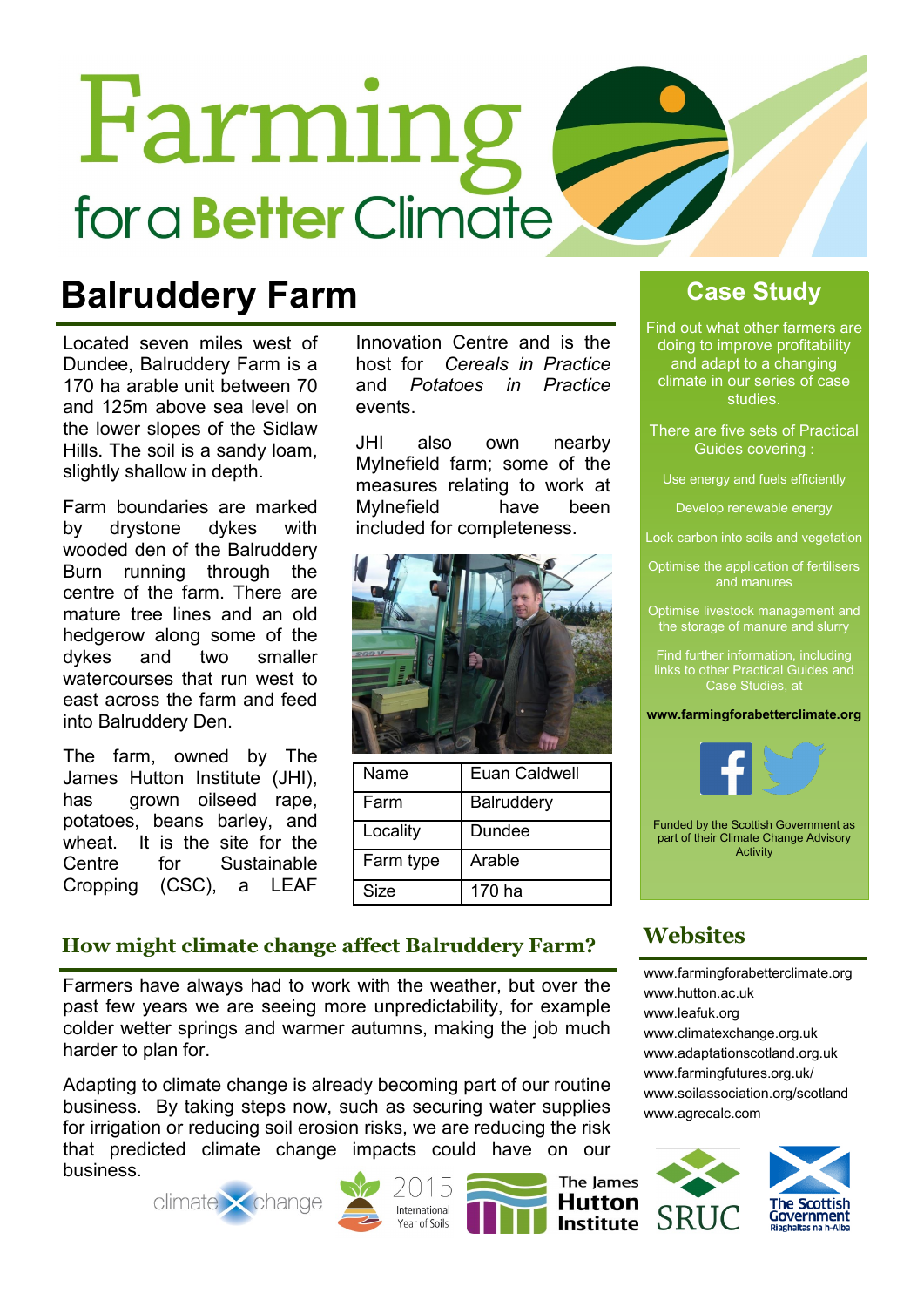# Farming for a Better Climate

## Balruddery Farm

Located seven miles west of Dundee, Balruddery Farm is a 170 ha arable unit between 70 and 125m above sea level on the lower slopes of the Sidlaw Hills. The soil is a sandy loam, slightly shallow in depth.

Farm boundaries are marked by drystone dykes with wooded den of the Balruddery Burn running through the centre of the farm. There are mature tree lines and an old hedgerow along some of the dykes and two smaller watercourses that run west to east across the farm and feed into Balruddery Den.

The farm, owned by The James Hutton Institute (JHI), has grown oilseed rape, potatoes, beans barley, and wheat. It is the site for the Centre for Sustainable Cropping (CSC), a LEAF Innovation Centre and is the host for *Cereals in Practice* and *Potatoes in Practice* events.

JHI also own nearby Mylnefield farm; some of the measures relating to work at Mylnefield have been included for completeness.

| Name | Euan Caldwell |
|---|---|
| Farm | Balruddery |
| Locality | Dundee |
| Farm type | Arable |
| Size | 170 ha |

### How might climate change affect Balruddery Farm?

Farmers have always had to work with the weather, but over the past few years we are seeing more unpredictability, for example colder wetter springs and warmer autumns, making the job much harder to plan for.

Adapting to climate change is already becoming part of our routine business. By taking steps now, such as securing water supplies for irrigation or reducing soil erosion risks, we are reducing the risk that predicted climate change impacts could have on our business.

## Case Study

Find out what other farmers are doing to improve profitability and adapt to a changing climate in our series of case studies.

There are five sets of Practical Guides covering :

- Use energy and fuels efficiently
- Develop renewable energy
- Lock carbon into soils and vegetation
- Optimise the application of fertilisers and manures
- Optimise livestock management and the storage of manure and slurry

Find further information, including links to other Practical Guides and Case Studies, at

**www.farmingforabetterclimate.org**

Funded by the Scottish Government as part of their Climate Change Advisory Activity

### Websites

www.farmingforabetterclimate.org
www.hutton.ac.uk
www.leafuk.org
www.climatexchange.org.uk
www.adaptationscotland.org.uk
www.farmingfutures.org.uk/
www.soilassociation.org/scotland
www.agrecalc.com

climate change | 2015 International Year of Soils | The James Hutton Institute | SRUC | The Scottish Government Riaghaltas na h-Alba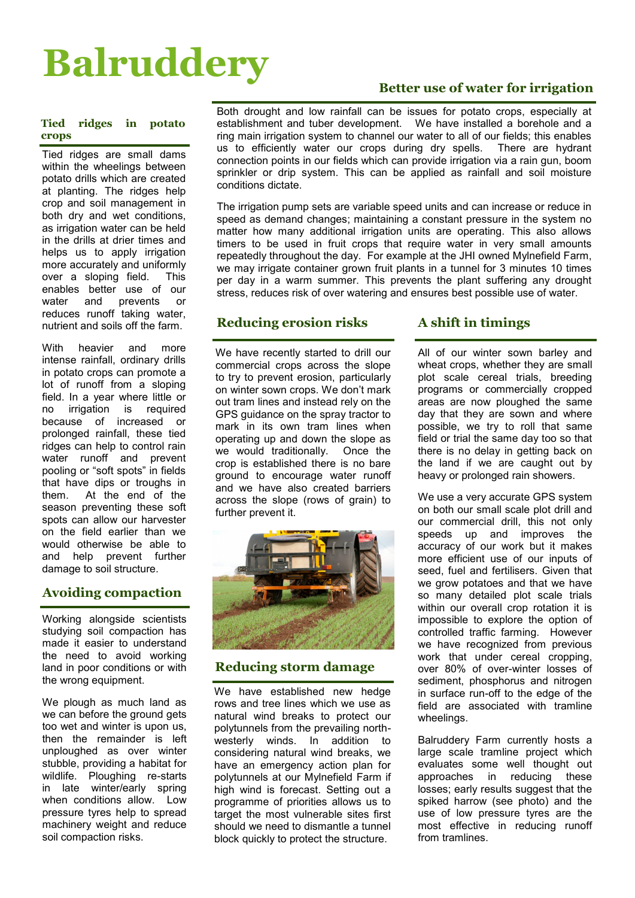# Balruddery

## Better use of water for irrigation

Both drought and low rainfall can be issues for potato crops, especially at establishment and tuber development. We have installed a borehole and a ring main irrigation system to channel our water to all of our fields; this enables us to efficiently water our crops during dry spells. There are hydrant connection points in our fields which can provide irrigation via a rain gun, boom sprinkler or drip system. This can be applied as rainfall and soil moisture conditions dictate.

The irrigation pump sets are variable speed units and can increase or reduce in speed as demand changes; maintaining a constant pressure in the system no matter how many additional irrigation units are operating. This also allows timers to be used in fruit crops that require water in very small amounts repeatedly throughout the day. For example at the JHI owned Mylnefield Farm, we may irrigate container grown fruit plants in a tunnel for 3 minutes 10 times per day in a warm summer. This prevents the plant suffering any drought stress, reduces risk of over watering and ensures best possible use of water.

## Tied ridges in potato crops

Tied ridges are small dams within the wheelings between potato drills which are created at planting. The ridges help crop and soil management in both dry and wet conditions, as irrigation water can be held in the drills at drier times and helps us to apply irrigation more accurately and uniformly over a sloping field. This enables better use of our water and prevents or reduces runoff taking water, nutrient and soils off the farm.

With heavier and more intense rainfall, ordinary drills in potato crops can promote a lot of runoff from a sloping field. In a year where little or no irrigation is required because of increased or prolonged rainfall, these tied ridges can help to control rain water runoff and prevent pooling or "soft spots" in fields that have dips or troughs in them. At the end of the season preventing these soft spots can allow our harvester on the field earlier than we would otherwise be able to and help prevent further damage to soil structure.

## Avoiding compaction

Working alongside scientists studying soil compaction has made it easier to understand the need to avoid working land in poor conditions or with the wrong equipment.

We plough as much land as we can before the ground gets too wet and winter is upon us, then the remainder is left unploughed as over winter stubble, providing a habitat for wildlife. Ploughing re-starts in late winter/early spring when conditions allow. Low pressure tyres help to spread machinery weight and reduce soil compaction risks.

## Reducing erosion risks

We have recently started to drill our commercial crops across the slope to try to prevent erosion, particularly on winter sown crops. We don't mark out tram lines and instead rely on the GPS guidance on the spray tractor to mark in its own tram lines when operating up and down the slope as we would traditionally. Once the crop is established there is no bare ground to encourage water runoff and we have also created barriers across the slope (rows of grain) to further prevent it.

## Reducing storm damage

We have established new hedge rows and tree lines which we use as natural wind breaks to protect our polytunnels from the prevailing north-westerly winds. In addition to considering natural wind breaks, we have an emergency action plan for polytunnels at our Mylnefield Farm if high wind is forecast. Setting out a programme of priorities allows us to target the most vulnerable sites first should we need to dismantle a tunnel block quickly to protect the structure.

## A shift in timings

All of our winter sown barley and wheat crops, whether they are small plot scale cereal trials, breeding programs or commercially cropped areas are now ploughed the same day that they are sown and where possible, we try to roll that same field or trial the same day too so that there is no delay in getting back on the land if we are caught out by heavy or prolonged rain showers.

We use a very accurate GPS system on both our small scale plot drill and our commercial drill, this not only speeds up and improves the accuracy of our work but it makes more efficient use of our inputs of seed, fuel and fertilisers. Given that we grow potatoes and that we have so many detailed plot scale trials within our overall crop rotation it is impossible to explore the option of controlled traffic farming. However we have recognized from previous work that under cereal cropping, over 80% of over-winter losses of sediment, phosphorus and nitrogen in surface run-off to the edge of the field are associated with tramline wheelings.

Balruddery Farm currently hosts a large scale tramline project which evaluates some well thought out approaches in reducing these losses; early results suggest that the spiked harrow (see photo) and the use of low pressure tyres are the most effective in reducing runoff from tramlines.